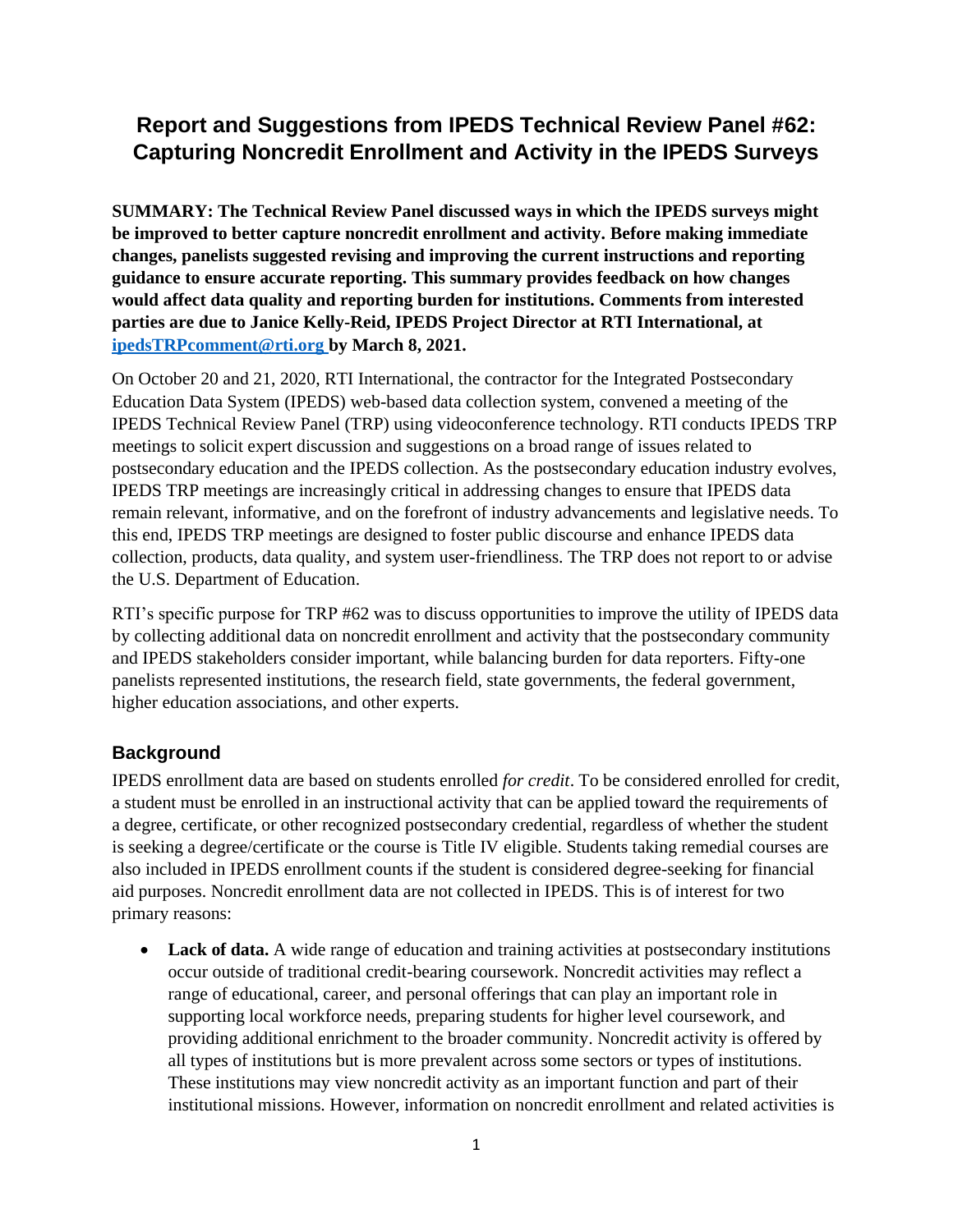# Report and Suggestions from IPEDS Technical Review Panel #62: Capturing Noncredit Enrollment and Activity in the IPEDS Surveys

**SUMMARY: The Technical Review Panel discussed ways in which the IPEDS surveys might be improved to better capture noncredit enrollment and activity. Before making immediate changes, panelists suggested revising and improving the current instructions and reporting guidance to ensure accurate reporting. This summary provides feedback on how changes would affect data quality and reporting burden for institutions. Comments from interested parties are due to Janice Kelly-Reid, IPEDS Project Director at RTI International, at [ipedsTRPcomment@rti.org](mailto:ipedsTRPcomment@rti.org) by March 8, 2021.**

On October 20 and 21, 2020, RTI International, the contractor for the Integrated Postsecondary Education Data System (IPEDS) web-based data collection system, convened a meeting of the IPEDS Technical Review Panel (TRP) using videoconference technology. RTI conducts IPEDS TRP meetings to solicit expert discussion and suggestions on a broad range of issues related to postsecondary education and the IPEDS collection. As the postsecondary education industry evolves, IPEDS TRP meetings are increasingly critical in addressing changes to ensure that IPEDS data remain relevant, informative, and on the forefront of industry advancements and legislative needs. To this end, IPEDS TRP meetings are designed to foster public discourse and enhance IPEDS data collection, products, data quality, and system user-friendliness. The TRP does not report to or advise the U.S. Department of Education.

RTI's specific purpose for TRP #62 was to discuss opportunities to improve the utility of IPEDS data by collecting additional data on noncredit enrollment and activity that the postsecondary community and IPEDS stakeholders consider important, while balancing burden for data reporters. Fifty-one panelists represented institutions, the research field, state governments, the federal government, higher education associations, and other experts.

## Background

IPEDS enrollment data are based on students enrolled *for credit*. To be considered enrolled for credit, a student must be enrolled in an instructional activity that can be applied toward the requirements of a degree, certificate, or other recognized postsecondary credential, regardless of whether the student is seeking a degree/certificate or the course is Title IV eligible. Students taking remedial courses are also included in IPEDS enrollment counts if the student is considered degree-seeking for financial aid purposes. Noncredit enrollment data are not collected in IPEDS. This is of interest for two primary reasons:

- **Lack of data.** A wide range of education and training activities at postsecondary institutions occur outside of traditional credit-bearing coursework. Noncredit activities may reflect a range of educational, career, and personal offerings that can play an important role in supporting local workforce needs, preparing students for higher level coursework, and providing additional enrichment to the broader community. Noncredit activity is offered by all types of institutions but is more prevalent across some sectors or types of institutions. These institutions may view noncredit activity as an important function and part of their institutional missions. However, information on noncredit enrollment and related activities is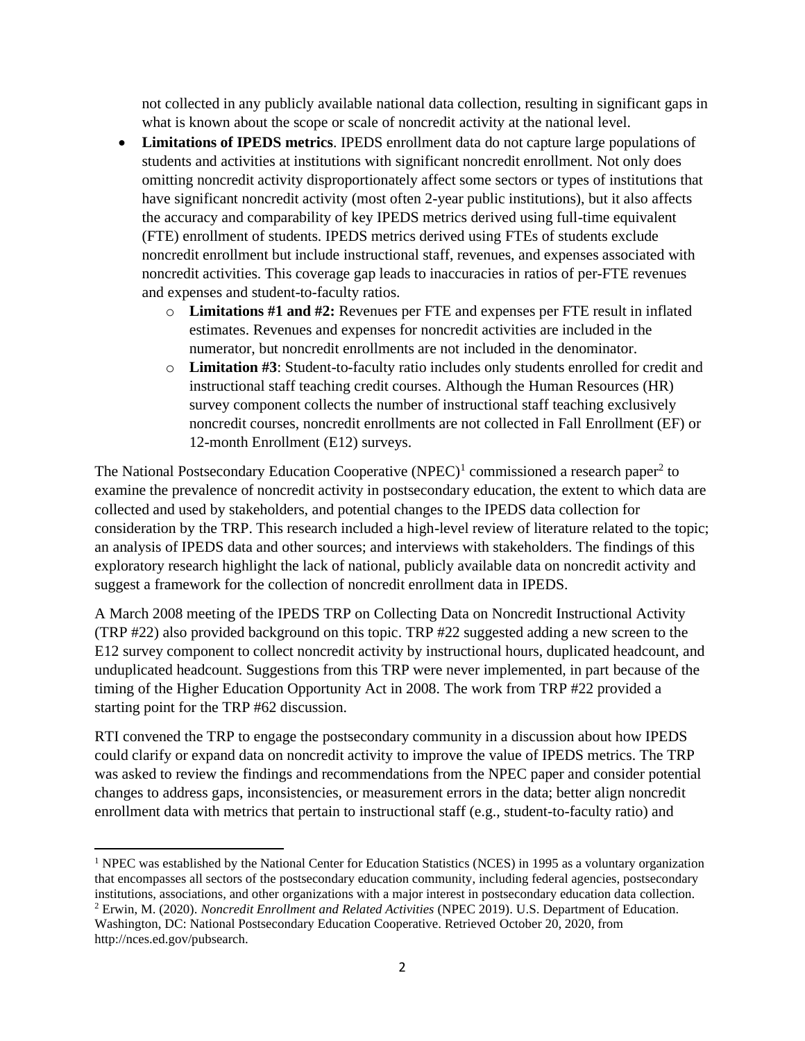not collected in any publicly available national data collection, resulting in significant gaps in what is known about the scope or scale of noncredit activity at the national level.

- **Limitations of IPEDS metrics**. IPEDS enrollment data do not capture large populations of students and activities at institutions with significant noncredit enrollment. Not only does omitting noncredit activity disproportionately affect some sectors or types of institutions that have significant noncredit activity (most often 2-year public institutions), but it also affects the accuracy and comparability of key IPEDS metrics derived using full-time equivalent (FTE) enrollment of students. IPEDS metrics derived using FTEs of students exclude noncredit enrollment but include instructional staff, revenues, and expenses associated with noncredit activities. This coverage gap leads to inaccuracies in ratios of per-FTE revenues and expenses and student-to-faculty ratios.
    - **Limitations #1 and #2:** Revenues per FTE and expenses per FTE result in inflated estimates. Revenues and expenses for noncredit activities are included in the numerator, but noncredit enrollments are not included in the denominator.
    - **Limitation #3**: Student-to-faculty ratio includes only students enrolled for credit and instructional staff teaching credit courses. Although the Human Resources (HR) survey component collects the number of instructional staff teaching exclusively noncredit courses, noncredit enrollments are not collected in Fall Enrollment (EF) or 12-month Enrollment (E12) surveys.

The National Postsecondary Education Cooperative (NPEC)[1] commissioned a research paper[2] to examine the prevalence of noncredit activity in postsecondary education, the extent to which data are collected and used by stakeholders, and potential changes to the IPEDS data collection for consideration by the TRP. This research included a high-level review of literature related to the topic; an analysis of IPEDS data and other sources; and interviews with stakeholders. The findings of this exploratory research highlight the lack of national, publicly available data on noncredit activity and suggest a framework for the collection of noncredit enrollment data in IPEDS.

A March 2008 meeting of the IPEDS TRP on Collecting Data on Noncredit Instructional Activity (TRP #22) also provided background on this topic. TRP #22 suggested adding a new screen to the E12 survey component to collect noncredit activity by instructional hours, duplicated headcount, and unduplicated headcount. Suggestions from this TRP were never implemented, in part because of the timing of the Higher Education Opportunity Act in 2008. The work from TRP #22 provided a starting point for the TRP #62 discussion.

RTI convened the TRP to engage the postsecondary community in a discussion about how IPEDS could clarify or expand data on noncredit activity to improve the value of IPEDS metrics. The TRP was asked to review the findings and recommendations from the NPEC paper and consider potential changes to address gaps, inconsistencies, or measurement errors in the data; better align noncredit enrollment data with metrics that pertain to instructional staff (e.g., student-to-faculty ratio) and

---

[1] NPEC was established by the National Center for Education Statistics (NCES) in 1995 as a voluntary organization that encompasses all sectors of the postsecondary education community, including federal agencies, postsecondary institutions, associations, and other organizations with a major interest in postsecondary education data collection.

[2] Erwin, M. (2020). *Noncredit Enrollment and Related Activities* (NPEC 2019). U.S. Department of Education. Washington, DC: National Postsecondary Education Cooperative. Retrieved October 20, 2020, from http://nces.ed.gov/pubsearch.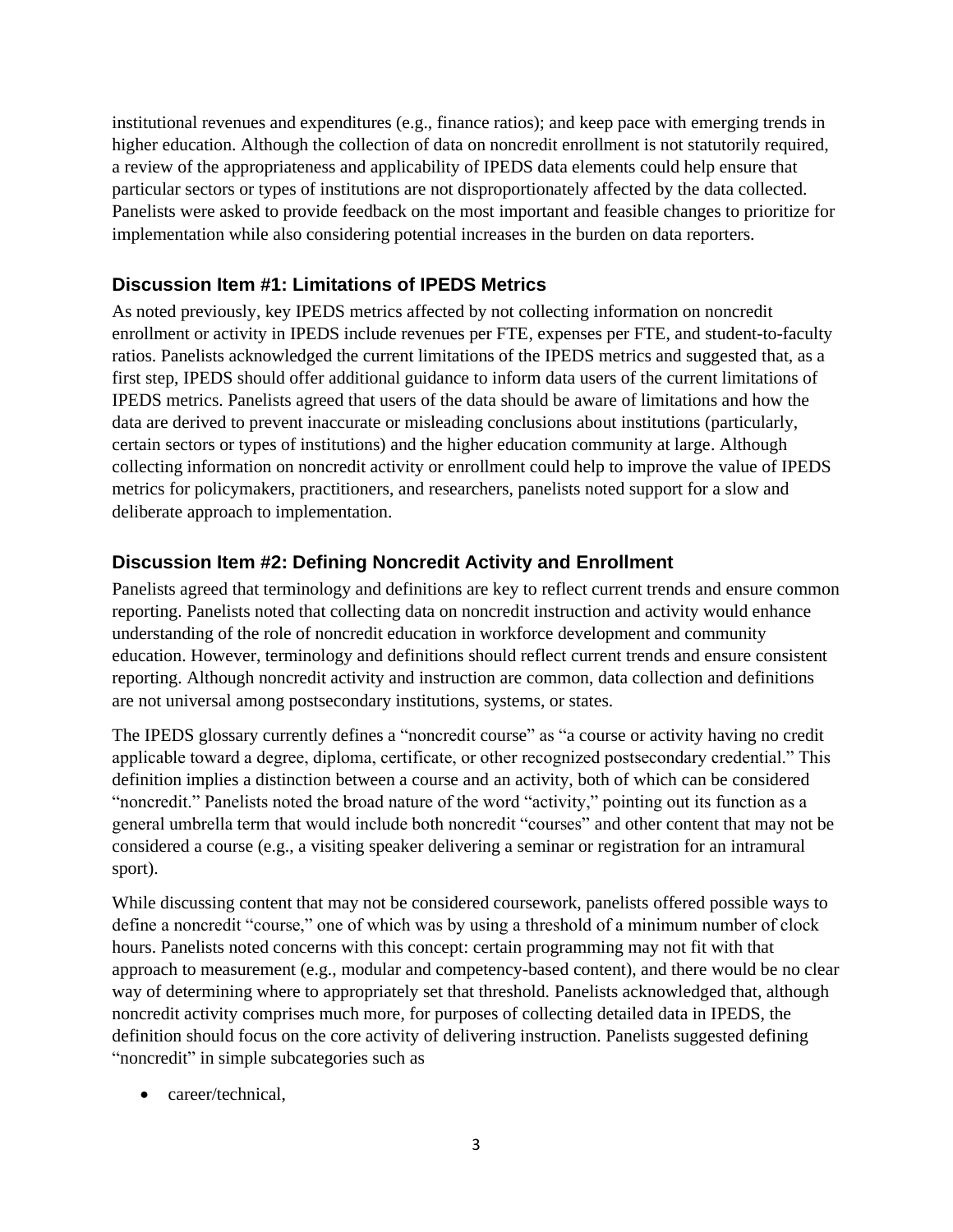institutional revenues and expenditures (e.g., finance ratios); and keep pace with emerging trends in higher education. Although the collection of data on noncredit enrollment is not statutorily required, a review of the appropriateness and applicability of IPEDS data elements could help ensure that particular sectors or types of institutions are not disproportionately affected by the data collected. Panelists were asked to provide feedback on the most important and feasible changes to prioritize for implementation while also considering potential increases in the burden on data reporters.

### Discussion Item #1: Limitations of IPEDS Metrics

As noted previously, key IPEDS metrics affected by not collecting information on noncredit enrollment or activity in IPEDS include revenues per FTE, expenses per FTE, and student-to-faculty ratios. Panelists acknowledged the current limitations of the IPEDS metrics and suggested that, as a first step, IPEDS should offer additional guidance to inform data users of the current limitations of IPEDS metrics. Panelists agreed that users of the data should be aware of limitations and how the data are derived to prevent inaccurate or misleading conclusions about institutions (particularly, certain sectors or types of institutions) and the higher education community at large. Although collecting information on noncredit activity or enrollment could help to improve the value of IPEDS metrics for policymakers, practitioners, and researchers, panelists noted support for a slow and deliberate approach to implementation.

### Discussion Item #2: Defining Noncredit Activity and Enrollment

Panelists agreed that terminology and definitions are key to reflect current trends and ensure common reporting. Panelists noted that collecting data on noncredit instruction and activity would enhance understanding of the role of noncredit education in workforce development and community education. However, terminology and definitions should reflect current trends and ensure consistent reporting. Although noncredit activity and instruction are common, data collection and definitions are not universal among postsecondary institutions, systems, or states.

The IPEDS glossary currently defines a "noncredit course" as "a course or activity having no credit applicable toward a degree, diploma, certificate, or other recognized postsecondary credential." This definition implies a distinction between a course and an activity, both of which can be considered "noncredit." Panelists noted the broad nature of the word "activity," pointing out its function as a general umbrella term that would include both noncredit "courses" and other content that may not be considered a course (e.g., a visiting speaker delivering a seminar or registration for an intramural sport).

While discussing content that may not be considered coursework, panelists offered possible ways to define a noncredit "course," one of which was by using a threshold of a minimum number of clock hours. Panelists noted concerns with this concept: certain programming may not fit with that approach to measurement (e.g., modular and competency-based content), and there would be no clear way of determining where to appropriately set that threshold. Panelists acknowledged that, although noncredit activity comprises much more, for purposes of collecting detailed data in IPEDS, the definition should focus on the core activity of delivering instruction. Panelists suggested defining "noncredit" in simple subcategories such as

- career/technical,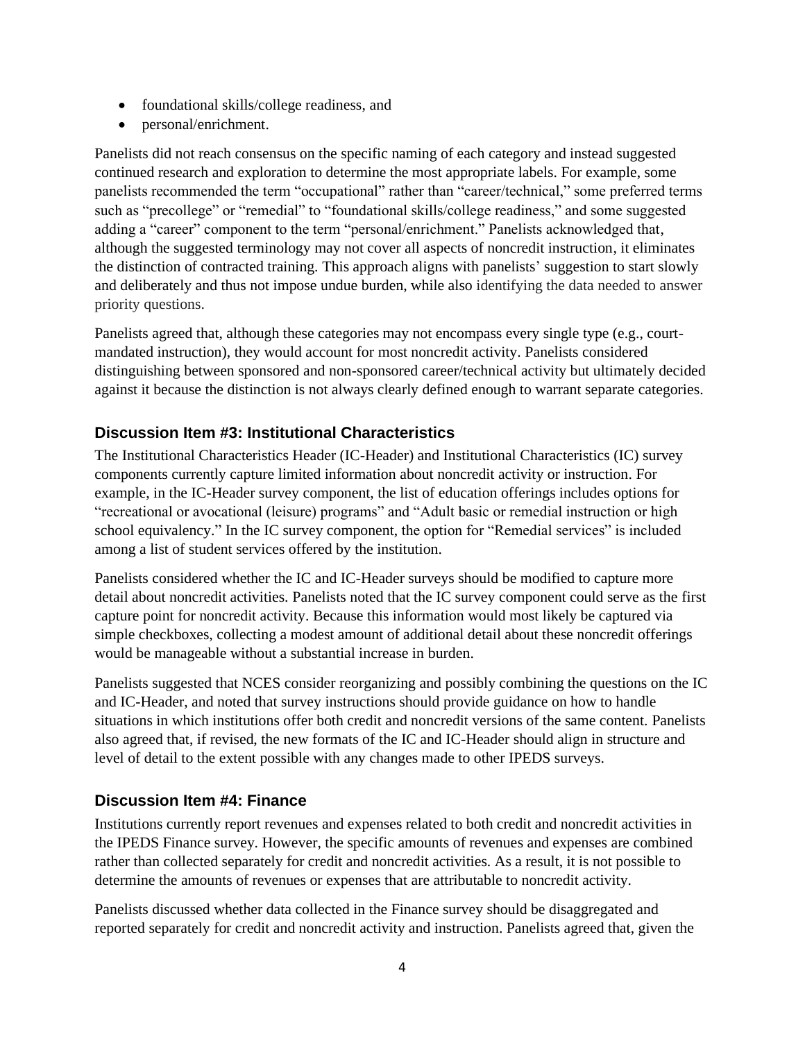- foundational skills/college readiness, and
- personal/enrichment.

Panelists did not reach consensus on the specific naming of each category and instead suggested continued research and exploration to determine the most appropriate labels. For example, some panelists recommended the term "occupational" rather than "career/technical," some preferred terms such as "precollege" or "remedial" to "foundational skills/college readiness," and some suggested adding a "career" component to the term "personal/enrichment." Panelists acknowledged that, although the suggested terminology may not cover all aspects of noncredit instruction, it eliminates the distinction of contracted training. This approach aligns with panelists' suggestion to start slowly and deliberately and thus not impose undue burden, while also identifying the data needed to answer priority questions.

Panelists agreed that, although these categories may not encompass every single type (e.g., court-mandated instruction), they would account for most noncredit activity. Panelists considered distinguishing between sponsored and non-sponsored career/technical activity but ultimately decided against it because the distinction is not always clearly defined enough to warrant separate categories.

### Discussion Item #3: Institutional Characteristics

The Institutional Characteristics Header (IC-Header) and Institutional Characteristics (IC) survey components currently capture limited information about noncredit activity or instruction. For example, in the IC-Header survey component, the list of education offerings includes options for "recreational or avocational (leisure) programs" and "Adult basic or remedial instruction or high school equivalency." In the IC survey component, the option for "Remedial services" is included among a list of student services offered by the institution.

Panelists considered whether the IC and IC-Header surveys should be modified to capture more detail about noncredit activities. Panelists noted that the IC survey component could serve as the first capture point for noncredit activity. Because this information would most likely be captured via simple checkboxes, collecting a modest amount of additional detail about these noncredit offerings would be manageable without a substantial increase in burden.

Panelists suggested that NCES consider reorganizing and possibly combining the questions on the IC and IC-Header, and noted that survey instructions should provide guidance on how to handle situations in which institutions offer both credit and noncredit versions of the same content. Panelists also agreed that, if revised, the new formats of the IC and IC-Header should align in structure and level of detail to the extent possible with any changes made to other IPEDS surveys.

### Discussion Item #4: Finance

Institutions currently report revenues and expenses related to both credit and noncredit activities in the IPEDS Finance survey. However, the specific amounts of revenues and expenses are combined rather than collected separately for credit and noncredit activities. As a result, it is not possible to determine the amounts of revenues or expenses that are attributable to noncredit activity.

Panelists discussed whether data collected in the Finance survey should be disaggregated and reported separately for credit and noncredit activity and instruction. Panelists agreed that, given the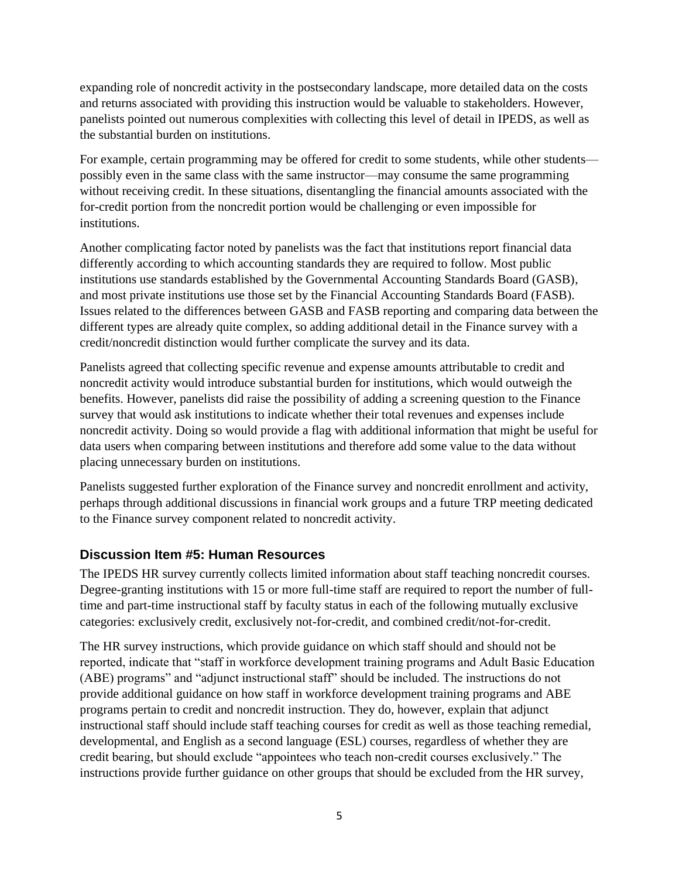expanding role of noncredit activity in the postsecondary landscape, more detailed data on the costs and returns associated with providing this instruction would be valuable to stakeholders. However, panelists pointed out numerous complexities with collecting this level of detail in IPEDS, as well as the substantial burden on institutions.

For example, certain programming may be offered for credit to some students, while other students—possibly even in the same class with the same instructor—may consume the same programming without receiving credit. In these situations, disentangling the financial amounts associated with the for-credit portion from the noncredit portion would be challenging or even impossible for institutions.

Another complicating factor noted by panelists was the fact that institutions report financial data differently according to which accounting standards they are required to follow. Most public institutions use standards established by the Governmental Accounting Standards Board (GASB), and most private institutions use those set by the Financial Accounting Standards Board (FASB). Issues related to the differences between GASB and FASB reporting and comparing data between the different types are already quite complex, so adding additional detail in the Finance survey with a credit/noncredit distinction would further complicate the survey and its data.

Panelists agreed that collecting specific revenue and expense amounts attributable to credit and noncredit activity would introduce substantial burden for institutions, which would outweigh the benefits. However, panelists did raise the possibility of adding a screening question to the Finance survey that would ask institutions to indicate whether their total revenues and expenses include noncredit activity. Doing so would provide a flag with additional information that might be useful for data users when comparing between institutions and therefore add some value to the data without placing unnecessary burden on institutions.

Panelists suggested further exploration of the Finance survey and noncredit enrollment and activity, perhaps through additional discussions in financial work groups and a future TRP meeting dedicated to the Finance survey component related to noncredit activity.

## Discussion Item #5: Human Resources

The IPEDS HR survey currently collects limited information about staff teaching noncredit courses. Degree-granting institutions with 15 or more full-time staff are required to report the number of full-time and part-time instructional staff by faculty status in each of the following mutually exclusive categories: exclusively credit, exclusively not-for-credit, and combined credit/not-for-credit.

The HR survey instructions, which provide guidance on which staff should and should not be reported, indicate that "staff in workforce development training programs and Adult Basic Education (ABE) programs" and "adjunct instructional staff" should be included. The instructions do not provide additional guidance on how staff in workforce development training programs and ABE programs pertain to credit and noncredit instruction. They do, however, explain that adjunct instructional staff should include staff teaching courses for credit as well as those teaching remedial, developmental, and English as a second language (ESL) courses, regardless of whether they are credit bearing, but should exclude "appointees who teach non-credit courses exclusively." The instructions provide further guidance on other groups that should be excluded from the HR survey,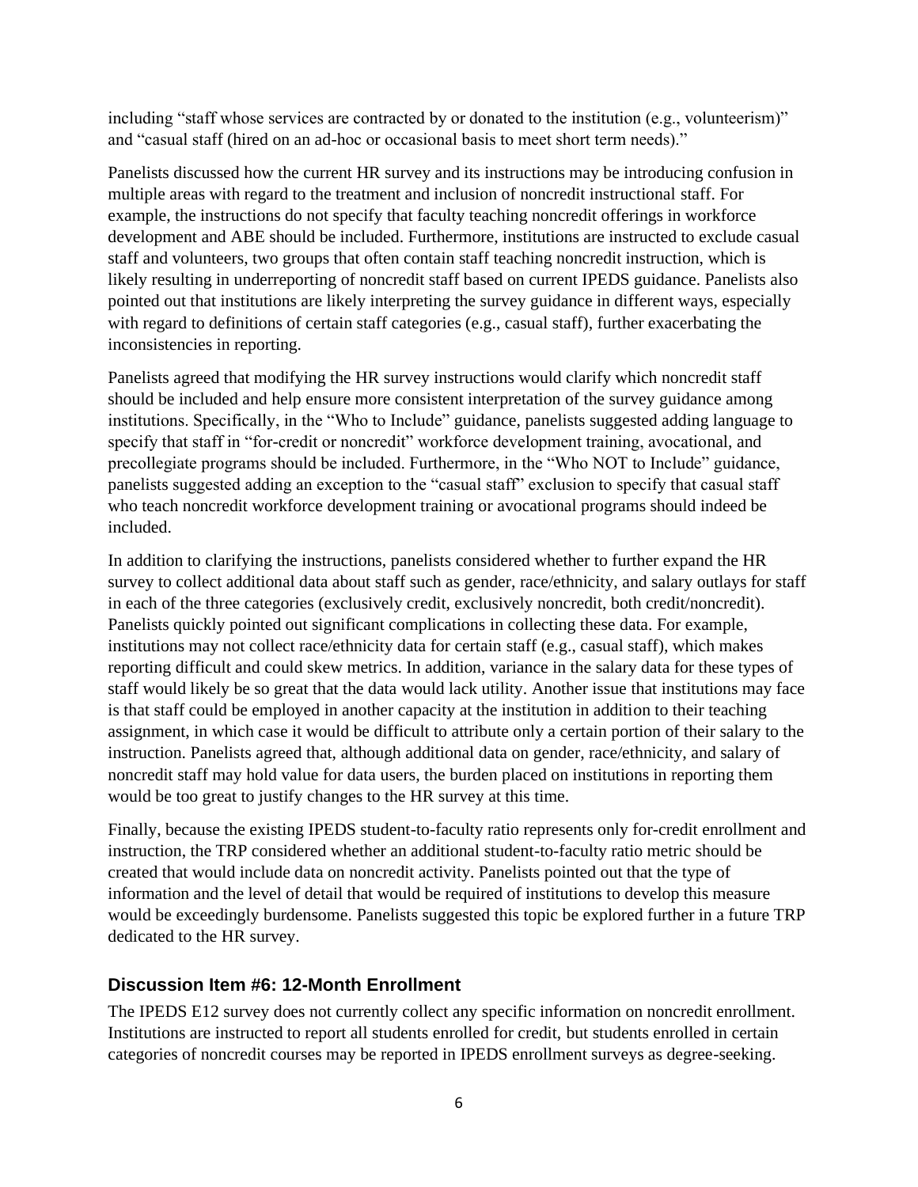including “staff whose services are contracted by or donated to the institution (e.g., volunteerism)” and “casual staff (hired on an ad-hoc or occasional basis to meet short term needs).”

Panelists discussed how the current HR survey and its instructions may be introducing confusion in multiple areas with regard to the treatment and inclusion of noncredit instructional staff. For example, the instructions do not specify that faculty teaching noncredit offerings in workforce development and ABE should be included. Furthermore, institutions are instructed to exclude casual staff and volunteers, two groups that often contain staff teaching noncredit instruction, which is likely resulting in underreporting of noncredit staff based on current IPEDS guidance. Panelists also pointed out that institutions are likely interpreting the survey guidance in different ways, especially with regard to definitions of certain staff categories (e.g., casual staff), further exacerbating the inconsistencies in reporting.

Panelists agreed that modifying the HR survey instructions would clarify which noncredit staff should be included and help ensure more consistent interpretation of the survey guidance among institutions. Specifically, in the “Who to Include” guidance, panelists suggested adding language to specify that staff in “for-credit or noncredit” workforce development training, avocational, and precollegiate programs should be included. Furthermore, in the “Who NOT to Include” guidance, panelists suggested adding an exception to the “casual staff” exclusion to specify that casual staff who teach noncredit workforce development training or avocational programs should indeed be included.

In addition to clarifying the instructions, panelists considered whether to further expand the HR survey to collect additional data about staff such as gender, race/ethnicity, and salary outlays for staff in each of the three categories (exclusively credit, exclusively noncredit, both credit/noncredit). Panelists quickly pointed out significant complications in collecting these data. For example, institutions may not collect race/ethnicity data for certain staff (e.g., casual staff), which makes reporting difficult and could skew metrics. In addition, variance in the salary data for these types of staff would likely be so great that the data would lack utility. Another issue that institutions may face is that staff could be employed in another capacity at the institution in addition to their teaching assignment, in which case it would be difficult to attribute only a certain portion of their salary to the instruction. Panelists agreed that, although additional data on gender, race/ethnicity, and salary of noncredit staff may hold value for data users, the burden placed on institutions in reporting them would be too great to justify changes to the HR survey at this time.

Finally, because the existing IPEDS student-to-faculty ratio represents only for-credit enrollment and instruction, the TRP considered whether an additional student-to-faculty ratio metric should be created that would include data on noncredit activity. Panelists pointed out that the type of information and the level of detail that would be required of institutions to develop this measure would be exceedingly burdensome. Panelists suggested this topic be explored further in a future TRP dedicated to the HR survey.

### Discussion Item #6: 12-Month Enrollment

The IPEDS E12 survey does not currently collect any specific information on noncredit enrollment. Institutions are instructed to report all students enrolled for credit, but students enrolled in certain categories of noncredit courses may be reported in IPEDS enrollment surveys as degree-seeking.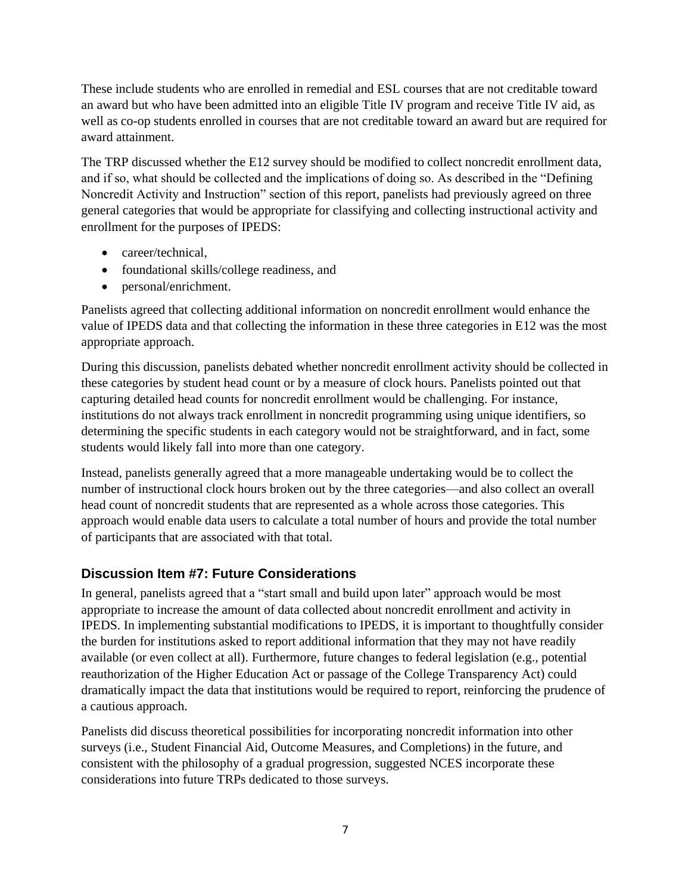These include students who are enrolled in remedial and ESL courses that are not creditable toward an award but who have been admitted into an eligible Title IV program and receive Title IV aid, as well as co-op students enrolled in courses that are not creditable toward an award but are required for award attainment.

The TRP discussed whether the E12 survey should be modified to collect noncredit enrollment data, and if so, what should be collected and the implications of doing so. As described in the "Defining Noncredit Activity and Instruction" section of this report, panelists had previously agreed on three general categories that would be appropriate for classifying and collecting instructional activity and enrollment for the purposes of IPEDS:

- career/technical,
- foundational skills/college readiness, and
- personal/enrichment.

Panelists agreed that collecting additional information on noncredit enrollment would enhance the value of IPEDS data and that collecting the information in these three categories in E12 was the most appropriate approach.

During this discussion, panelists debated whether noncredit enrollment activity should be collected in these categories by student head count or by a measure of clock hours. Panelists pointed out that capturing detailed head counts for noncredit enrollment would be challenging. For instance, institutions do not always track enrollment in noncredit programming using unique identifiers, so determining the specific students in each category would not be straightforward, and in fact, some students would likely fall into more than one category.

Instead, panelists generally agreed that a more manageable undertaking would be to collect the number of instructional clock hours broken out by the three categories—and also collect an overall head count of noncredit students that are represented as a whole across those categories. This approach would enable data users to calculate a total number of hours and provide the total number of participants that are associated with that total.

## Discussion Item #7: Future Considerations

In general, panelists agreed that a "start small and build upon later" approach would be most appropriate to increase the amount of data collected about noncredit enrollment and activity in IPEDS. In implementing substantial modifications to IPEDS, it is important to thoughtfully consider the burden for institutions asked to report additional information that they may not have readily available (or even collect at all). Furthermore, future changes to federal legislation (e.g., potential reauthorization of the Higher Education Act or passage of the College Transparency Act) could dramatically impact the data that institutions would be required to report, reinforcing the prudence of a cautious approach.

Panelists did discuss theoretical possibilities for incorporating noncredit information into other surveys (i.e., Student Financial Aid, Outcome Measures, and Completions) in the future, and consistent with the philosophy of a gradual progression, suggested NCES incorporate these considerations into future TRPs dedicated to those surveys.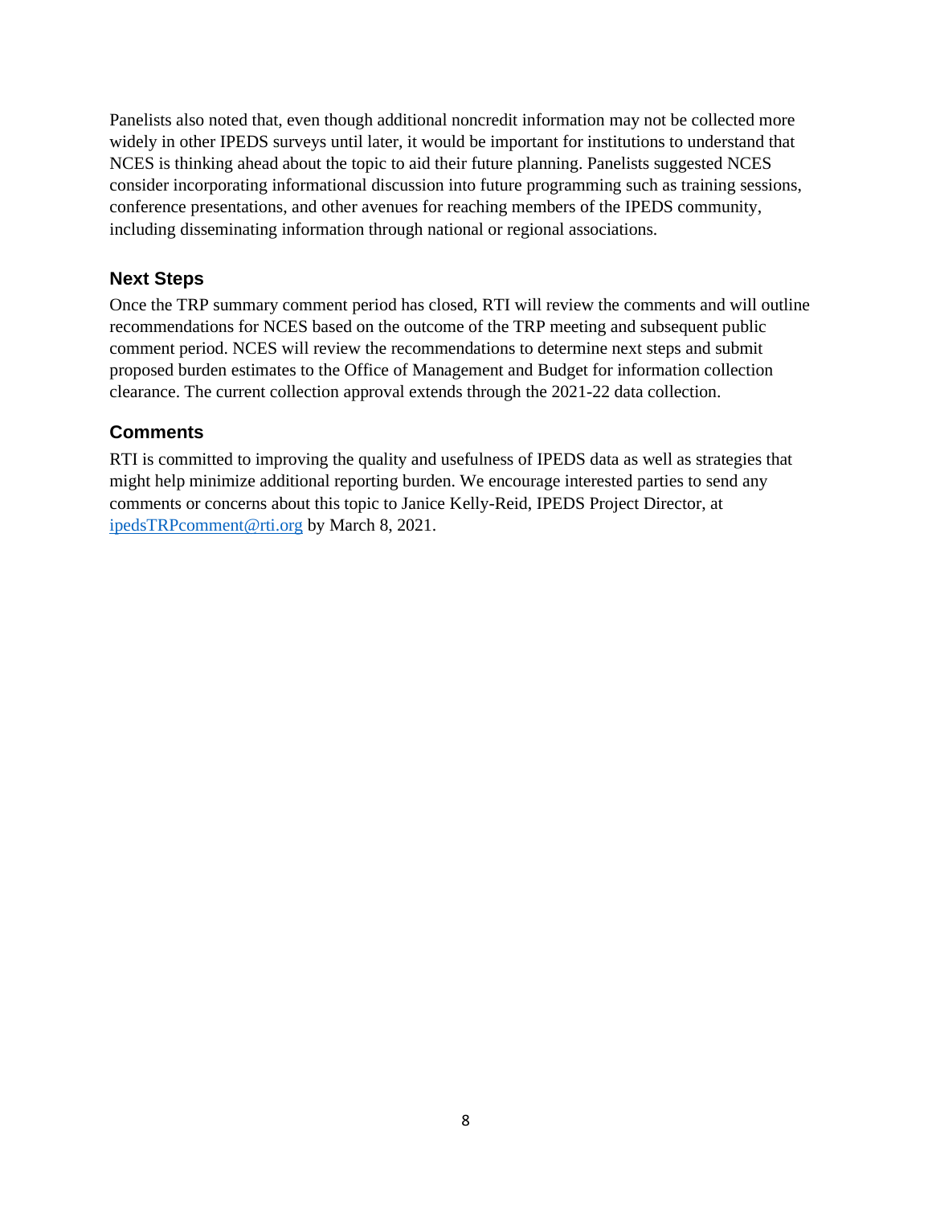Panelists also noted that, even though additional noncredit information may not be collected more widely in other IPEDS surveys until later, it would be important for institutions to understand that NCES is thinking ahead about the topic to aid their future planning. Panelists suggested NCES consider incorporating informational discussion into future programming such as training sessions, conference presentations, and other avenues for reaching members of the IPEDS community, including disseminating information through national or regional associations.

## Next Steps

Once the TRP summary comment period has closed, RTI will review the comments and will outline recommendations for NCES based on the outcome of the TRP meeting and subsequent public comment period. NCES will review the recommendations to determine next steps and submit proposed burden estimates to the Office of Management and Budget for information collection clearance. The current collection approval extends through the 2021-22 data collection.

## Comments

RTI is committed to improving the quality and usefulness of IPEDS data as well as strategies that might help minimize additional reporting burden. We encourage interested parties to send any comments or concerns about this topic to Janice Kelly-Reid, IPEDS Project Director, at [ipedsTRPcomment@rti.org](mailto:ipedsTRPcomment@rti.org) by March 8, 2021.